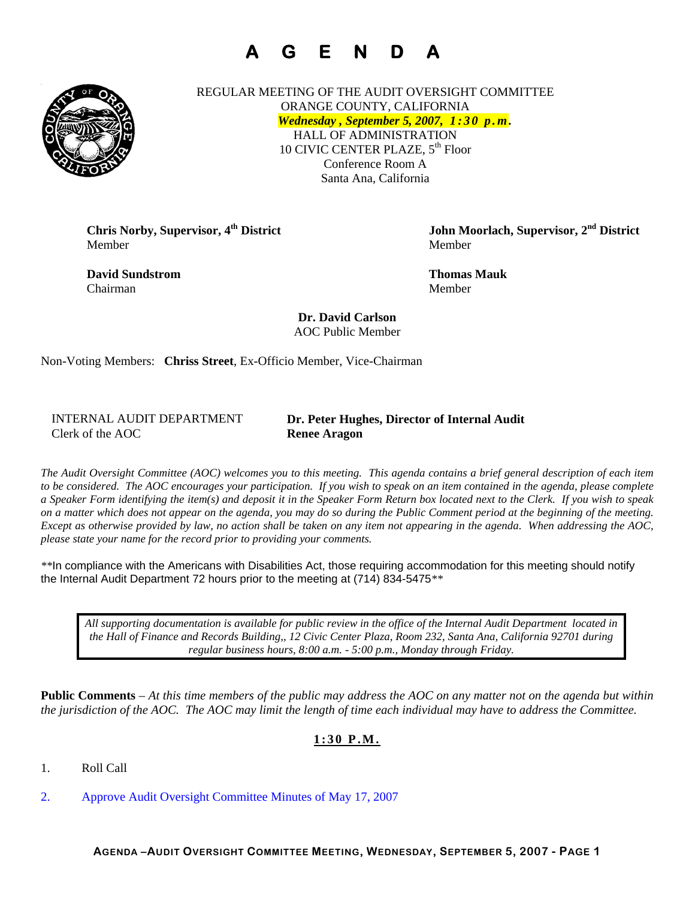# A G E N D A

REGULAR MEETING OF THE AUDIT OVERSIGHT COMMITTEE
ORANGE COUNTY, CALIFORNIA
***Wednesday , September 5, 2007, 1:30 p.m.***
HALL OF ADMINISTRATION
10 CIVIC CENTER PLAZE, 5th Floor
Conference Room A
Santa Ana, California

**Chris Norby, Supervisor, 4th District**
Member

**John Moorlach, Supervisor, 2nd District**
Member

**David Sundstrom**
Chairman

**Thomas Mauk**
Member

**Dr. David Carlson**
AOC Public Member

Non-Voting Members: **Chriss Street**, Ex-Officio Member, Vice-Chairman

INTERNAL AUDIT DEPARTMENT — **Dr. Peter Hughes, Director of Internal Audit**
Clerk of the AOC — **Renee Aragon**

*The Audit Oversight Committee (AOC) welcomes you to this meeting. This agenda contains a brief general description of each item to be considered. The AOC encourages your participation. If you wish to speak on an item contained in the agenda, please complete a Speaker Form identifying the item(s) and deposit it in the Speaker Form Return box located next to the Clerk. If you wish to speak on a matter which does not appear on the agenda, you may do so during the Public Comment period at the beginning of the meeting. Except as otherwise provided by law, no action shall be taken on any item not appearing in the agenda. When addressing the AOC, please state your name for the record prior to providing your comments.*

**In compliance with the Americans with Disabilities Act, those requiring accommodation for this meeting should notify the Internal Audit Department 72 hours prior to the meeting at (714) 834-5475**

*All supporting documentation is available for public review in the office of the Internal Audit Department located in the Hall of Finance and Records Building,, 12 Civic Center Plaza, Room 232, Santa Ana, California 92701 during regular business hours, 8:00 a.m. - 5:00 p.m., Monday through Friday.*

**Public Comments** – *At this time members of the public may address the AOC on any matter not on the agenda but within the jurisdiction of the AOC. The AOC may limit the length of time each individual may have to address the Committee.*

**1:30 P.M.**

1. Roll Call

2. Approve Audit Oversight Committee Minutes of May 17, 2007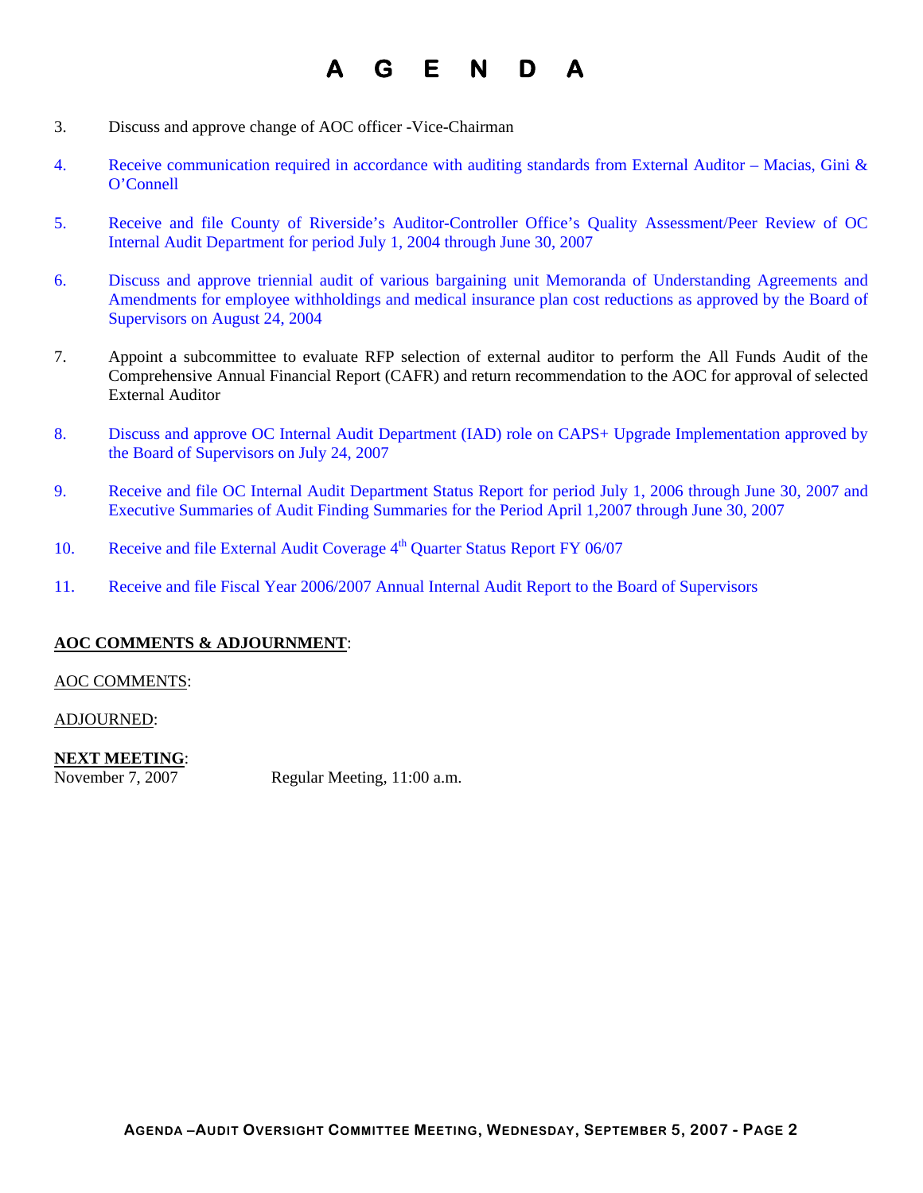# A G E N D A

3. Discuss and approve change of AOC officer -Vice-Chairman

4. Receive communication required in accordance with auditing standards from External Auditor – Macias, Gini & O'Connell

5. Receive and file County of Riverside's Auditor-Controller Office's Quality Assessment/Peer Review of OC Internal Audit Department for period July 1, 2004 through June 30, 2007

6. Discuss and approve triennial audit of various bargaining unit Memoranda of Understanding Agreements and Amendments for employee withholdings and medical insurance plan cost reductions as approved by the Board of Supervisors on August 24, 2004

7. Appoint a subcommittee to evaluate RFP selection of external auditor to perform the All Funds Audit of the Comprehensive Annual Financial Report (CAFR) and return recommendation to the AOC for approval of selected External Auditor

8. Discuss and approve OC Internal Audit Department (IAD) role on CAPS+ Upgrade Implementation approved by the Board of Supervisors on July 24, 2007

9. Receive and file OC Internal Audit Department Status Report for period July 1, 2006 through June 30, 2007 and Executive Summaries of Audit Finding Summaries for the Period April 1,2007 through June 30, 2007

10. Receive and file External Audit Coverage 4th Quarter Status Report FY 06/07

11. Receive and file Fiscal Year 2006/2007 Annual Internal Audit Report to the Board of Supervisors

**AOC COMMENTS & ADJOURNMENT**:

AOC COMMENTS:

ADJOURNED:

**NEXT MEETING**:
November 7, 2007 Regular Meeting, 11:00 a.m.